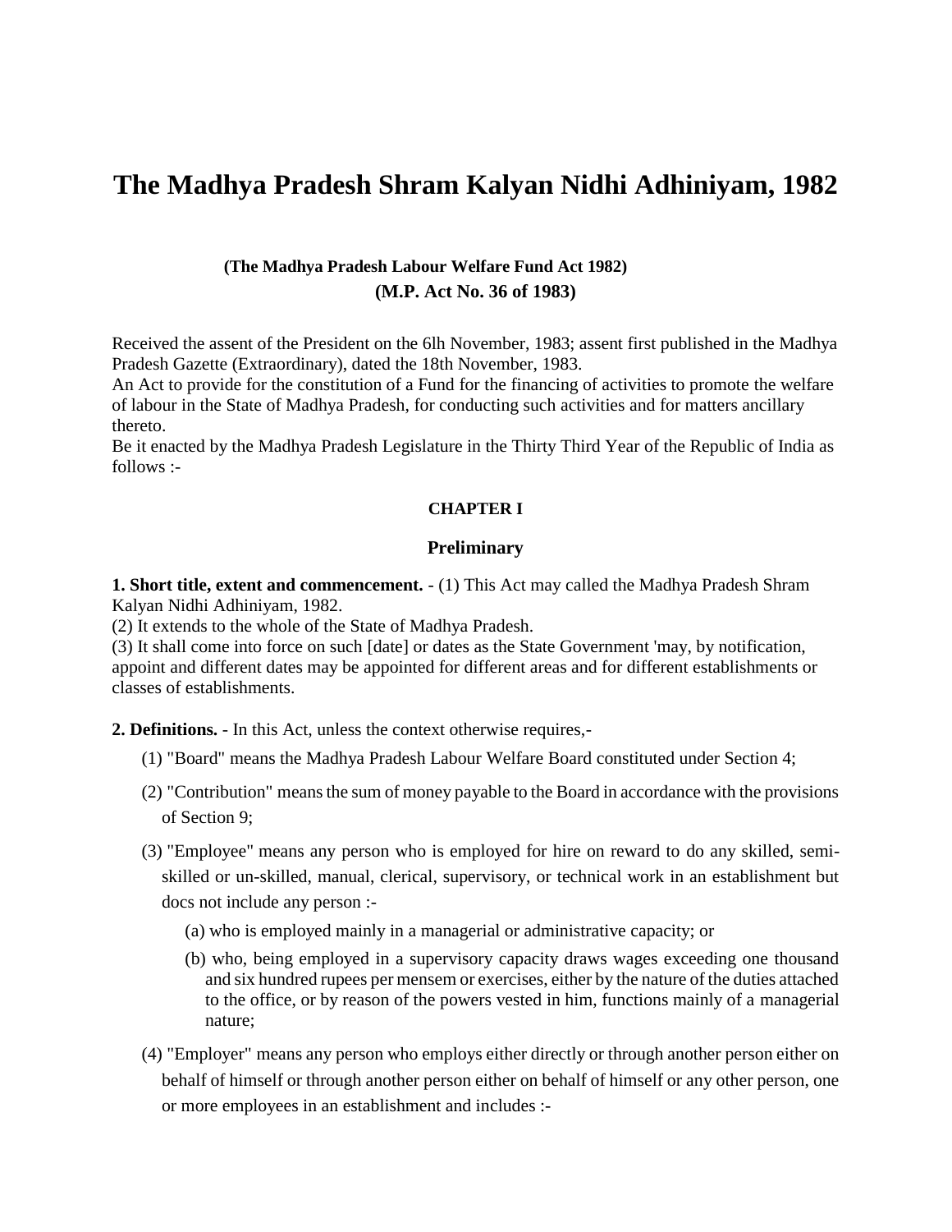# The Madhya Pradesh Shram Kalyan Nidhi Adhiniyam, 1982

**(The Madhya Pradesh Labour Welfare Fund Act 1982)**

**(M.P. Act No. 36 of 1983)**

Received the assent of the President on the 6lh November, 1983; assent first published in the Madhya Pradesh Gazette (Extraordinary), dated the 18th November, 1983.

An Act to provide for the constitution of a Fund for the financing of activities to promote the welfare of labour in the State of Madhya Pradesh, for conducting such activities and for matters ancillary thereto.

Be it enacted by the Madhya Pradesh Legislature in the Thirty Third Year of the Republic of India as follows :-

## CHAPTER I

## Preliminary

**1. Short title, extent and commencement.** - (1) This Act may called the Madhya Pradesh Shram Kalyan Nidhi Adhiniyam, 1982.

(2) It extends to the whole of the State of Madhya Pradesh.

(3) It shall come into force on such [date] or dates as the State Government 'may, by notification, appoint and different dates may be appointed for different areas and for different establishments or classes of establishments.

**2. Definitions.** - In this Act, unless the context otherwise requires,-

(1) "Board" means the Madhya Pradesh Labour Welfare Board constituted under Section 4;

(2) "Contribution" means the sum of money payable to the Board in accordance with the provisions of Section 9;

(3) "Employee" means any person who is employed for hire on reward to do any skilled, semi-skilled or un-skilled, manual, clerical, supervisory, or technical work in an establishment but docs not include any person :-

(a) who is employed mainly in a managerial or administrative capacity; or

(b) who, being employed in a supervisory capacity draws wages exceeding one thousand and six hundred rupees per mensem or exercises, either by the nature of the duties attached to the office, or by reason of the powers vested in him, functions mainly of a managerial nature;

(4) "Employer" means any person who employs either directly or through another person either on behalf of himself or through another person either on behalf of himself or any other person, one or more employees in an establishment and includes :-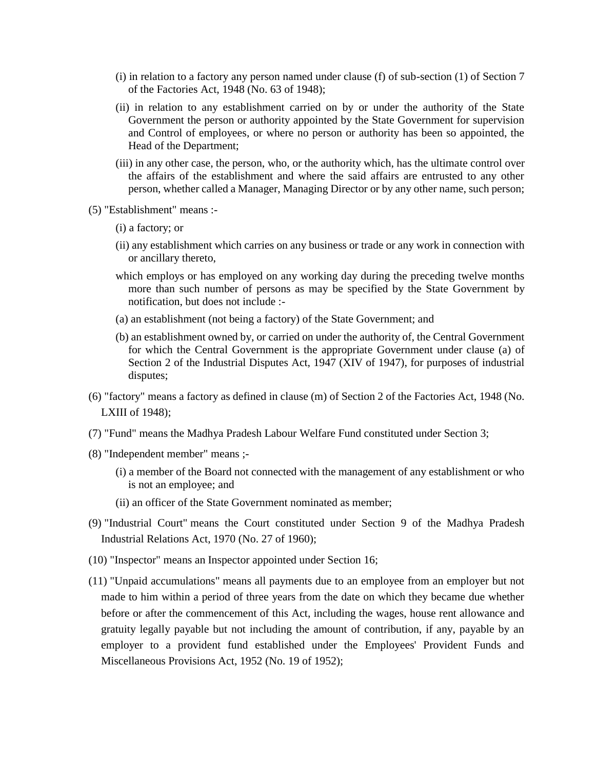(i) in relation to a factory any person named under clause (f) of sub-section (1) of Section 7 of the Factories Act, 1948 (No. 63 of 1948);

(ii) in relation to any establishment carried on by or under the authority of the State Government the person or authority appointed by the State Government for supervision and Control of employees, or where no person or authority has been so appointed, the Head of the Department;

(iii) in any other case, the person, who, or the authority which, has the ultimate control over the affairs of the establishment and where the said affairs are entrusted to any other person, whether called a Manager, Managing Director or by any other name, such person;

(5) "Establishment" means :-

(i) a factory; or

(ii) any establishment which carries on any business or trade or any work in connection with or ancillary thereto,

which employs or has employed on any working day during the preceding twelve months more than such number of persons as may be specified by the State Government by notification, but does not include :-

(a) an establishment (not being a factory) of the State Government; and

(b) an establishment owned by, or carried on under the authority of, the Central Government for which the Central Government is the appropriate Government under clause (a) of Section 2 of the Industrial Disputes Act, 1947 (XIV of 1947), for purposes of industrial disputes;

(6) "factory" means a factory as defined in clause (m) of Section 2 of the Factories Act, 1948 (No. LXIII of 1948);

(7) "Fund" means the Madhya Pradesh Labour Welfare Fund constituted under Section 3;

(8) "Independent member" means ;-

(i) a member of the Board not connected with the management of any establishment or who is not an employee; and

(ii) an officer of the State Government nominated as member;

(9) "Industrial Court" means the Court constituted under Section 9 of the Madhya Pradesh Industrial Relations Act, 1970 (No. 27 of 1960);

(10) "Inspector" means an Inspector appointed under Section 16;

(11) "Unpaid accumulations" means all payments due to an employee from an employer but not made to him within a period of three years from the date on which they became due whether before or after the commencement of this Act, including the wages, house rent allowance and gratuity legally payable but not including the amount of contribution, if any, payable by an employer to a provident fund established under the Employees' Provident Funds and Miscellaneous Provisions Act, 1952 (No. 19 of 1952);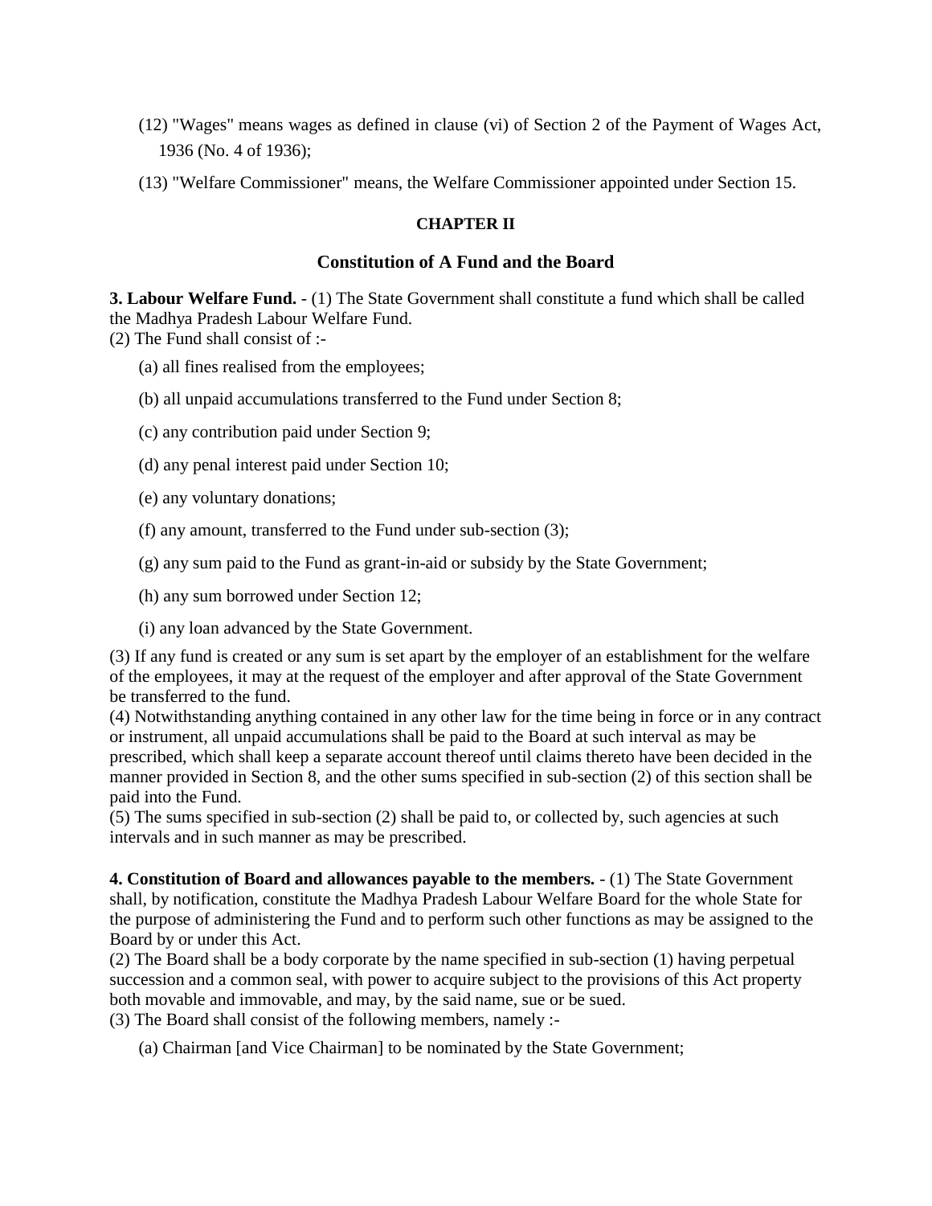(12) "Wages" means wages as defined in clause (vi) of Section 2 of the Payment of Wages Act, 1936 (No. 4 of 1936);

(13) "Welfare Commissioner" means, the Welfare Commissioner appointed under Section 15.

## CHAPTER II

## Constitution of A Fund and the Board

**3. Labour Welfare Fund.** - (1) The State Government shall constitute a fund which shall be called the Madhya Pradesh Labour Welfare Fund.
(2) The Fund shall consist of :-

(a) all fines realised from the employees;

(b) all unpaid accumulations transferred to the Fund under Section 8;

(c) any contribution paid under Section 9;

(d) any penal interest paid under Section 10;

(e) any voluntary donations;

(f) any amount, transferred to the Fund under sub-section (3);

(g) any sum paid to the Fund as grant-in-aid or subsidy by the State Government;

(h) any sum borrowed under Section 12;

(i) any loan advanced by the State Government.

(3) If any fund is created or any sum is set apart by the employer of an establishment for the welfare of the employees, it may at the request of the employer and after approval of the State Government be transferred to the fund.
(4) Notwithstanding anything contained in any other law for the time being in force or in any contract or instrument, all unpaid accumulations shall be paid to the Board at such interval as may be prescribed, which shall keep a separate account thereof until claims thereto have been decided in the manner provided in Section 8, and the other sums specified in sub-section (2) of this section shall be paid into the Fund.
(5) The sums specified in sub-section (2) shall be paid to, or collected by, such agencies at such intervals and in such manner as may be prescribed.

**4. Constitution of Board and allowances payable to the members.** - (1) The State Government shall, by notification, constitute the Madhya Pradesh Labour Welfare Board for the whole State for the purpose of administering the Fund and to perform such other functions as may be assigned to the Board by or under this Act.
(2) The Board shall be a body corporate by the name specified in sub-section (1) having perpetual succession and a common seal, with power to acquire subject to the provisions of this Act property both movable and immovable, and may, by the said name, sue or be sued.
(3) The Board shall consist of the following members, namely :-

(a) Chairman [and Vice Chairman] to be nominated by the State Government;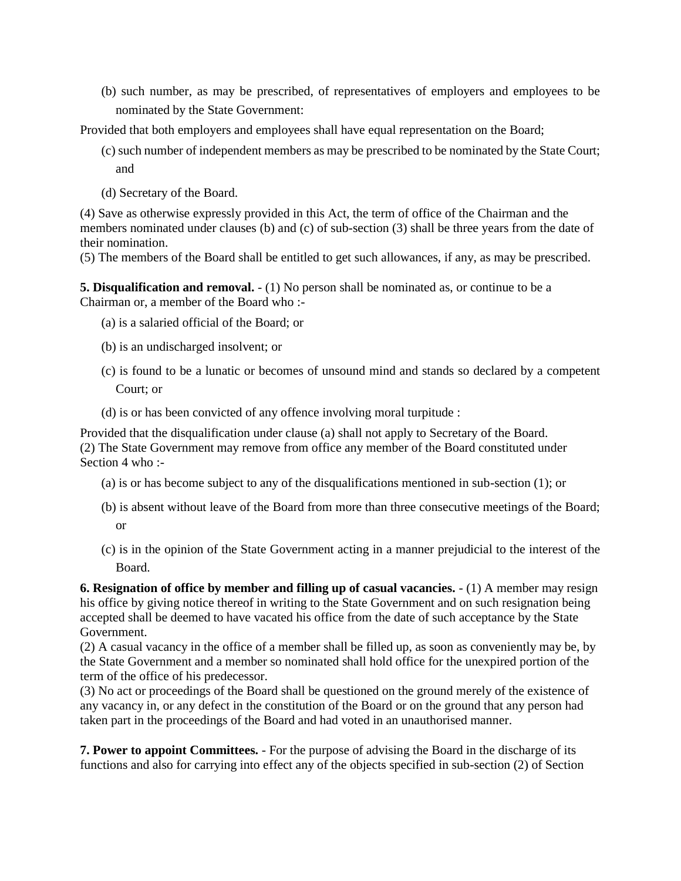(b) such number, as may be prescribed, of representatives of employers and employees to be nominated by the State Government:

Provided that both employers and employees shall have equal representation on the Board;

(c) such number of independent members as may be prescribed to be nominated by the State Court; and

(d) Secretary of the Board.

(4) Save as otherwise expressly provided in this Act, the term of office of the Chairman and the members nominated under clauses (b) and (c) of sub-section (3) shall be three years from the date of their nomination.

(5) The members of the Board shall be entitled to get such allowances, if any, as may be prescribed.

**5. Disqualification and removal.** - (1) No person shall be nominated as, or continue to be a Chairman or, a member of the Board who :-

(a) is a salaried official of the Board; or

(b) is an undischarged insolvent; or

(c) is found to be a lunatic or becomes of unsound mind and stands so declared by a competent Court; or

(d) is or has been convicted of any offence involving moral turpitude :

Provided that the disqualification under clause (a) shall not apply to Secretary of the Board.

(2) The State Government may remove from office any member of the Board constituted under Section 4 who :-

(a) is or has become subject to any of the disqualifications mentioned in sub-section (1); or

(b) is absent without leave of the Board from more than three consecutive meetings of the Board; or

(c) is in the opinion of the State Government acting in a manner prejudicial to the interest of the Board.

**6. Resignation of office by member and filling up of casual vacancies.** - (1) A member may resign his office by giving notice thereof in writing to the State Government and on such resignation being accepted shall be deemed to have vacated his office from the date of such acceptance by the State Government.

(2) A casual vacancy in the office of a member shall be filled up, as soon as conveniently may be, by the State Government and a member so nominated shall hold office for the unexpired portion of the term of the office of his predecessor.

(3) No act or proceedings of the Board shall be questioned on the ground merely of the existence of any vacancy in, or any defect in the constitution of the Board or on the ground that any person had taken part in the proceedings of the Board and had voted in an unauthorised manner.

**7. Power to appoint Committees.** - For the purpose of advising the Board in the discharge of its functions and also for carrying into effect any of the objects specified in sub-section (2) of Section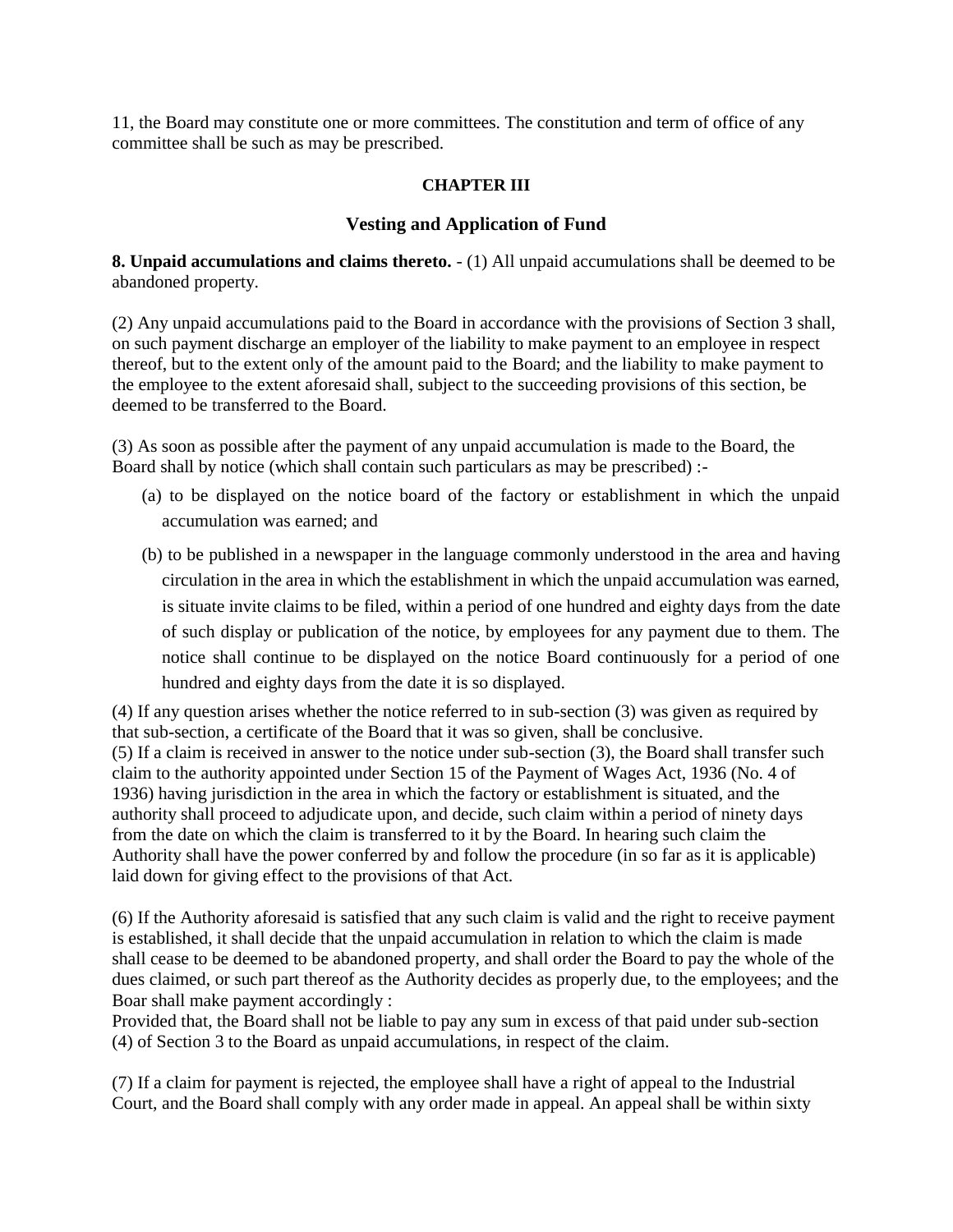11, the Board may constitute one or more committees. The constitution and term of office of any committee shall be such as may be prescribed.

## CHAPTER III

## Vesting and Application of Fund

**8. Unpaid accumulations and claims thereto.** - (1) All unpaid accumulations shall be deemed to be abandoned property.

(2) Any unpaid accumulations paid to the Board in accordance with the provisions of Section 3 shall, on such payment discharge an employer of the liability to make payment to an employee in respect thereof, but to the extent only of the amount paid to the Board; and the liability to make payment to the employee to the extent aforesaid shall, subject to the succeeding provisions of this section, be deemed to be transferred to the Board.

(3) As soon as possible after the payment of any unpaid accumulation is made to the Board, the Board shall by notice (which shall contain such particulars as may be prescribed) :-

(a) to be displayed on the notice board of the factory or establishment in which the unpaid accumulation was earned; and

(b) to be published in a newspaper in the language commonly understood in the area and having circulation in the area in which the establishment in which the unpaid accumulation was earned, is situate invite claims to be filed, within a period of one hundred and eighty days from the date of such display or publication of the notice, by employees for any payment due to them. The notice shall continue to be displayed on the notice Board continuously for a period of one hundred and eighty days from the date it is so displayed.

(4) If any question arises whether the notice referred to in sub-section (3) was given as required by that sub-section, a certificate of the Board that it was so given, shall be conclusive.

(5) If a claim is received in answer to the notice under sub-section (3), the Board shall transfer such claim to the authority appointed under Section 15 of the Payment of Wages Act, 1936 (No. 4 of 1936) having jurisdiction in the area in which the factory or establishment is situated, and the authority shall proceed to adjudicate upon, and decide, such claim within a period of ninety days from the date on which the claim is transferred to it by the Board. In hearing such claim the Authority shall have the power conferred by and follow the procedure (in so far as it is applicable) laid down for giving effect to the provisions of that Act.

(6) If the Authority aforesaid is satisfied that any such claim is valid and the right to receive payment is established, it shall decide that the unpaid accumulation in relation to which the claim is made shall cease to be deemed to be abandoned property, and shall order the Board to pay the whole of the dues claimed, or such part thereof as the Authority decides as properly due, to the employees; and the Boar shall make payment accordingly :

Provided that, the Board shall not be liable to pay any sum in excess of that paid under sub-section (4) of Section 3 to the Board as unpaid accumulations, in respect of the claim.

(7) If a claim for payment is rejected, the employee shall have a right of appeal to the Industrial Court, and the Board shall comply with any order made in appeal. An appeal shall be within sixty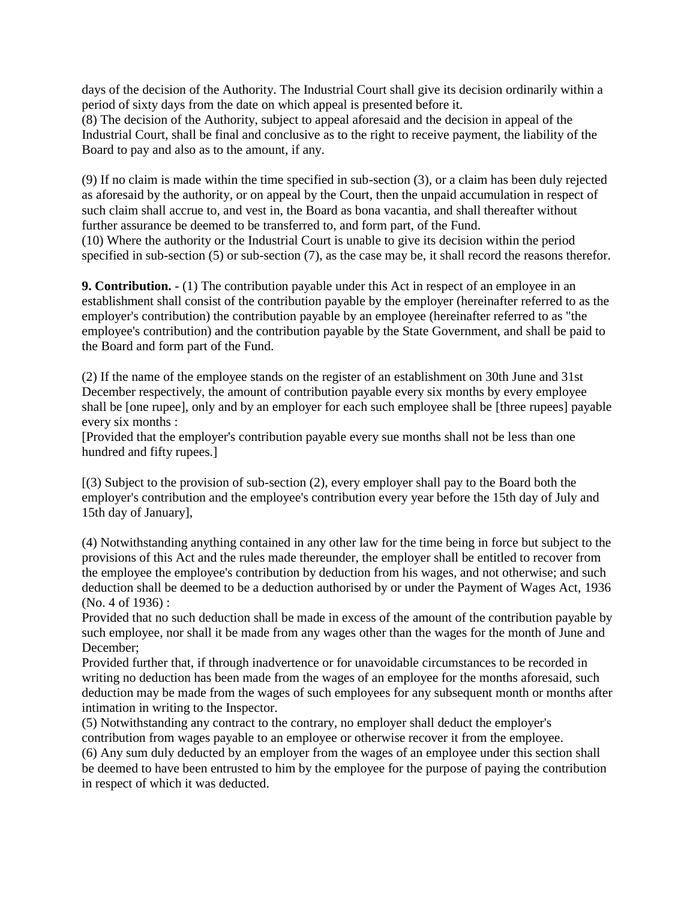days of the decision of the Authority. The Industrial Court shall give its decision ordinarily within a period of sixty days from the date on which appeal is presented before it.
(8) The decision of the Authority, subject to appeal aforesaid and the decision in appeal of the Industrial Court, shall be final and conclusive as to the right to receive payment, the liability of the Board to pay and also as to the amount, if any.

(9) If no claim is made within the time specified in sub-section (3), or a claim has been duly rejected as aforesaid by the authority, or on appeal by the Court, then the unpaid accumulation in respect of such claim shall accrue to, and vest in, the Board as bona vacantia, and shall thereafter without further assurance be deemed to be transferred to, and form part, of the Fund.
(10) Where the authority or the Industrial Court is unable to give its decision within the period specified in sub-section (5) or sub-section (7), as the case may be, it shall record the reasons therefor.

**9. Contribution.** - (1) The contribution payable under this Act in respect of an employee in an establishment shall consist of the contribution payable by the employer (hereinafter referred to as the employer's contribution) the contribution payable by an employee (hereinafter referred to as "the employee's contribution) and the contribution payable by the State Government, and shall be paid to the Board and form part of the Fund.

(2) If the name of the employee stands on the register of an establishment on 30th June and 31st December respectively, the amount of contribution payable every six months by every employee shall be [one rupee], only and by an employer for each such employee shall be [three rupees] payable every six months :
[Provided that the employer's contribution payable every sue months shall not be less than one hundred and fifty rupees.]

[(3) Subject to the provision of sub-section (2), every employer shall pay to the Board both the employer's contribution and the employee's contribution every year before the 15th day of July and 15th day of January],

(4) Notwithstanding anything contained in any other law for the time being in force but subject to the provisions of this Act and the rules made thereunder, the employer shall be entitled to recover from the employee the employee's contribution by deduction from his wages, and not otherwise; and such deduction shall be deemed to be a deduction authorised by or under the Payment of Wages Act, 1936 (No. 4 of 1936) :
Provided that no such deduction shall be made in excess of the amount of the contribution payable by such employee, nor shall it be made from any wages other than the wages for the month of June and December;
Provided further that, if through inadvertence or for unavoidable circumstances to be recorded in writing no deduction has been made from the wages of an employee for the months aforesaid, such deduction may be made from the wages of such employees for any subsequent month or months after intimation in writing to the Inspector.
(5) Notwithstanding any contract to the contrary, no employer shall deduct the employer's contribution from wages payable to an employee or otherwise recover it from the employee.
(6) Any sum duly deducted by an employer from the wages of an employee under this section shall be deemed to have been entrusted to him by the employee for the purpose of paying the contribution in respect of which it was deducted.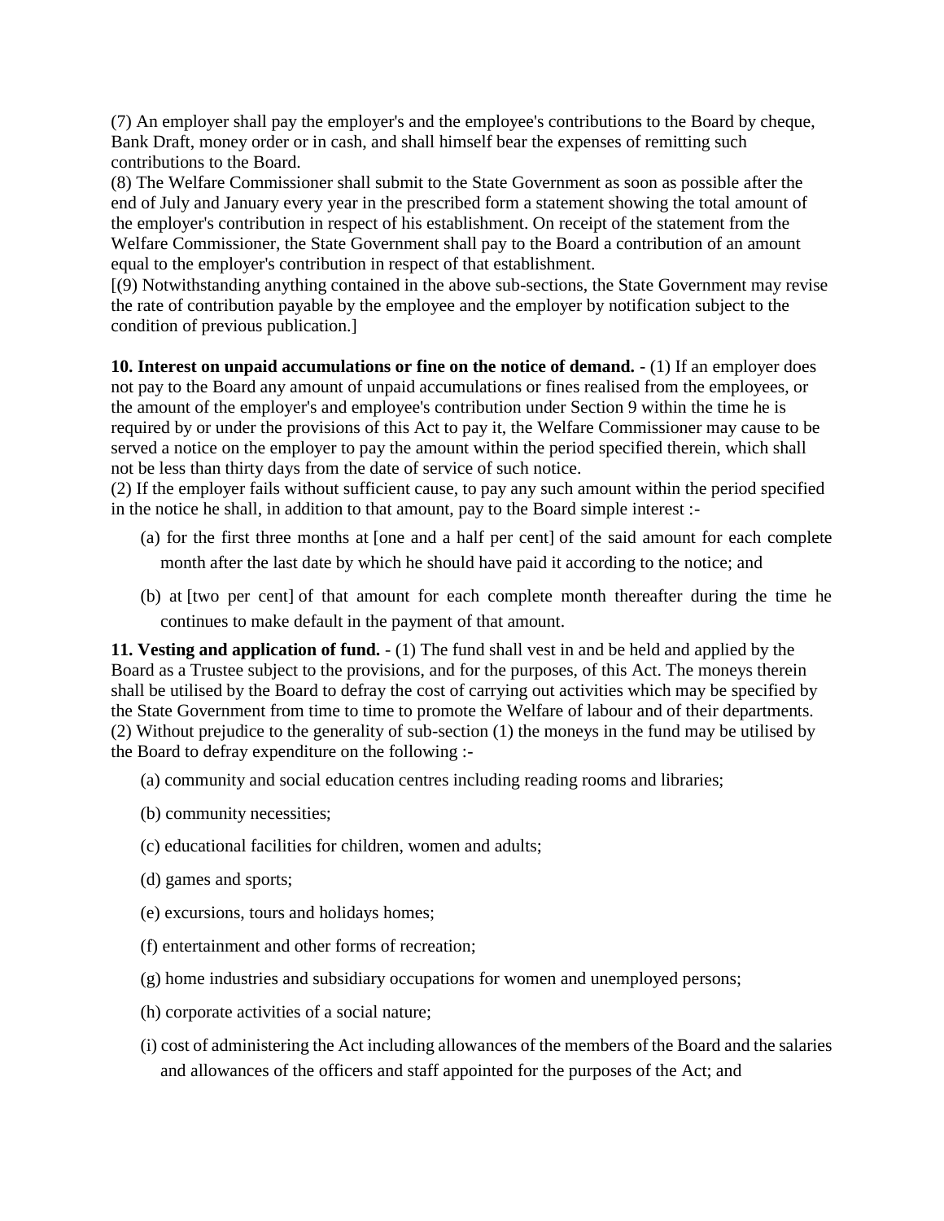(7) An employer shall pay the employer's and the employee's contributions to the Board by cheque, Bank Draft, money order or in cash, and shall himself bear the expenses of remitting such contributions to the Board.

(8) The Welfare Commissioner shall submit to the State Government as soon as possible after the end of July and January every year in the prescribed form a statement showing the total amount of the employer's contribution in respect of his establishment. On receipt of the statement from the Welfare Commissioner, the State Government shall pay to the Board a contribution of an amount equal to the employer's contribution in respect of that establishment.

[(9) Notwithstanding anything contained in the above sub-sections, the State Government may revise the rate of contribution payable by the employee and the employer by notification subject to the condition of previous publication.]

**10. Interest on unpaid accumulations or fine on the notice of demand.** - (1) If an employer does not pay to the Board any amount of unpaid accumulations or fines realised from the employees, or the amount of the employer's and employee's contribution under Section 9 within the time he is required by or under the provisions of this Act to pay it, the Welfare Commissioner may cause to be served a notice on the employer to pay the amount within the period specified therein, which shall not be less than thirty days from the date of service of such notice.

(2) If the employer fails without sufficient cause, to pay any such amount within the period specified in the notice he shall, in addition to that amount, pay to the Board simple interest :-

(a) for the first three months at [one and a half per cent] of the said amount for each complete month after the last date by which he should have paid it according to the notice; and

(b) at [two per cent] of that amount for each complete month thereafter during the time he continues to make default in the payment of that amount.

**11. Vesting and application of fund.** - (1) The fund shall vest in and be held and applied by the Board as a Trustee subject to the provisions, and for the purposes, of this Act. The moneys therein shall be utilised by the Board to defray the cost of carrying out activities which may be specified by the State Government from time to time to promote the Welfare of labour and of their departments.

(2) Without prejudice to the generality of sub-section (1) the moneys in the fund may be utilised by the Board to defray expenditure on the following :-

(a) community and social education centres including reading rooms and libraries;

(b) community necessities;

(c) educational facilities for children, women and adults;

(d) games and sports;

(e) excursions, tours and holidays homes;

(f) entertainment and other forms of recreation;

(g) home industries and subsidiary occupations for women and unemployed persons;

(h) corporate activities of a social nature;

(i) cost of administering the Act including allowances of the members of the Board and the salaries and allowances of the officers and staff appointed for the purposes of the Act; and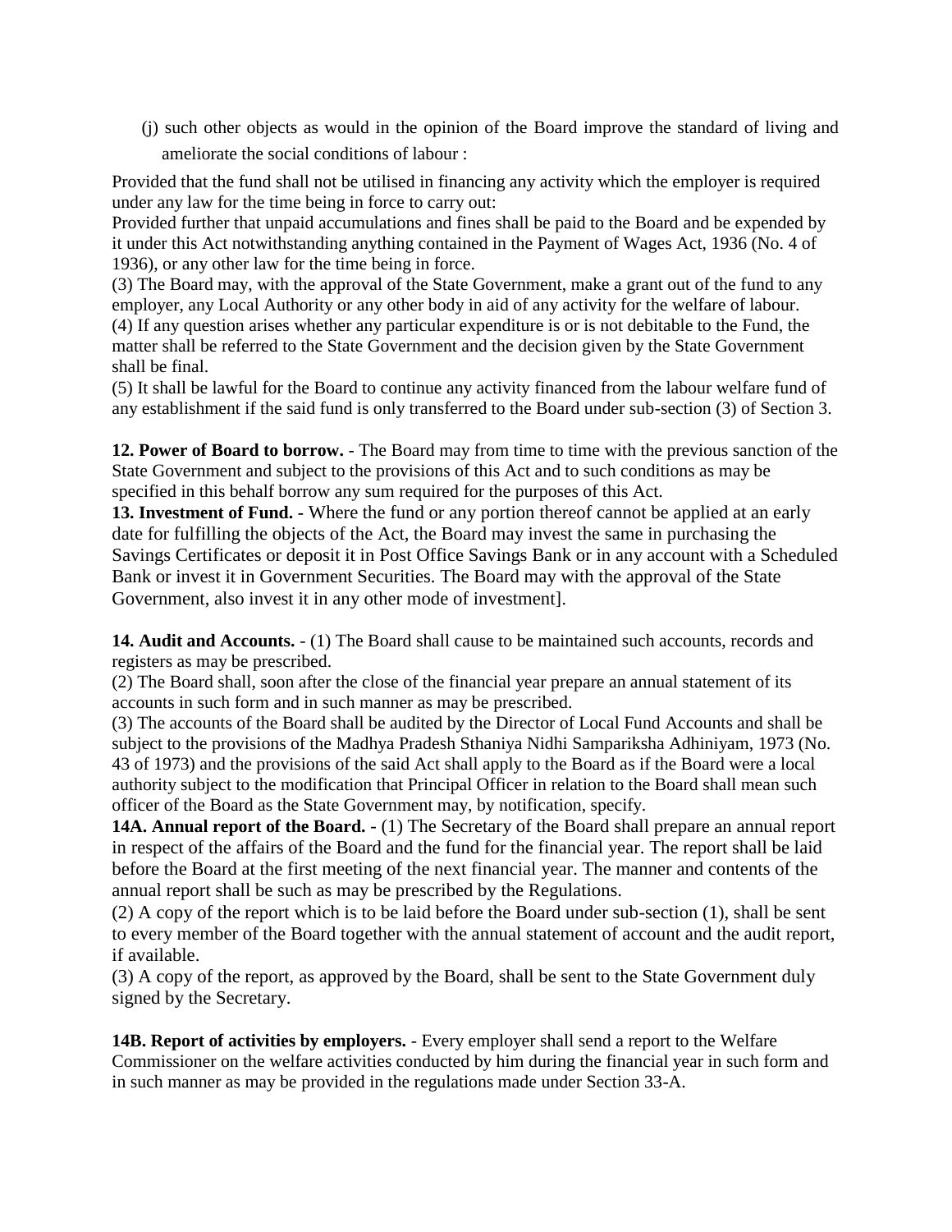(j) such other objects as would in the opinion of the Board improve the standard of living and ameliorate the social conditions of labour :

Provided that the fund shall not be utilised in financing any activity which the employer is required under any law for the time being in force to carry out:

Provided further that unpaid accumulations and fines shall be paid to the Board and be expended by it under this Act notwithstanding anything contained in the Payment of Wages Act, 1936 (No. 4 of 1936), or any other law for the time being in force.

(3) The Board may, with the approval of the State Government, make a grant out of the fund to any employer, any Local Authority or any other body in aid of any activity for the welfare of labour.

(4) If any question arises whether any particular expenditure is or is not debitable to the Fund, the matter shall be referred to the State Government and the decision given by the State Government shall be final.

(5) It shall be lawful for the Board to continue any activity financed from the labour welfare fund of any establishment if the said fund is only transferred to the Board under sub-section (3) of Section 3.

**12. Power of Board to borrow.** - The Board may from time to time with the previous sanction of the State Government and subject to the provisions of this Act and to such conditions as may be specified in this behalf borrow any sum required for the purposes of this Act.

**13. Investment of Fund.** - Where the fund or any portion thereof cannot be applied at an early date for fulfilling the objects of the Act, the Board may invest the same in purchasing the Savings Certificates or deposit it in Post Office Savings Bank or in any account with a Scheduled Bank or invest it in Government Securities. The Board may with the approval of the State Government, also invest it in any other mode of investment].

**14. Audit and Accounts.** - (1) The Board shall cause to be maintained such accounts, records and registers as may be prescribed.

(2) The Board shall, soon after the close of the financial year prepare an annual statement of its accounts in such form and in such manner as may be prescribed.

(3) The accounts of the Board shall be audited by the Director of Local Fund Accounts and shall be subject to the provisions of the Madhya Pradesh Sthaniya Nidhi Sampariksha Adhiniyam, 1973 (No. 43 of 1973) and the provisions of the said Act shall apply to the Board as if the Board were a local authority subject to the modification that Principal Officer in relation to the Board shall mean such officer of the Board as the State Government may, by notification, specify.

**14A. Annual report of the Board.** - (1) The Secretary of the Board shall prepare an annual report in respect of the affairs of the Board and the fund for the financial year. The report shall be laid before the Board at the first meeting of the next financial year. The manner and contents of the annual report shall be such as may be prescribed by the Regulations.

(2) A copy of the report which is to be laid before the Board under sub-section (1), shall be sent to every member of the Board together with the annual statement of account and the audit report, if available.

(3) A copy of the report, as approved by the Board, shall be sent to the State Government duly signed by the Secretary.

**14B. Report of activities by employers.** - Every employer shall send a report to the Welfare Commissioner on the welfare activities conducted by him during the financial year in such form and in such manner as may be provided in the regulations made under Section 33-A.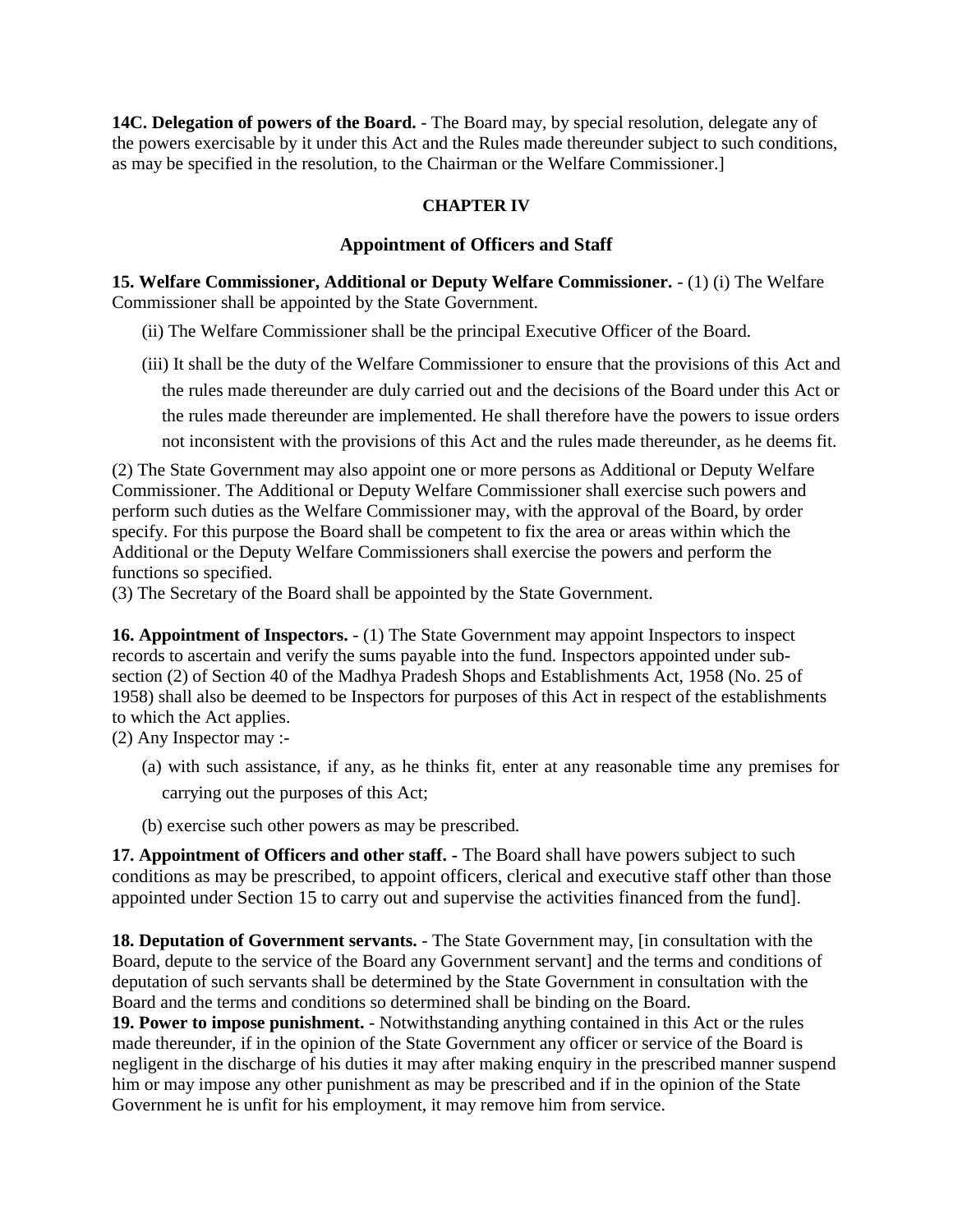**14C. Delegation of powers of the Board.** - The Board may, by special resolution, delegate any of the powers exercisable by it under this Act and the Rules made thereunder subject to such conditions, as may be specified in the resolution, to the Chairman or the Welfare Commissioner.]

## CHAPTER IV

## Appointment of Officers and Staff

**15. Welfare Commissioner, Additional or Deputy Welfare Commissioner.** - (1) (i) The Welfare Commissioner shall be appointed by the State Government.

(ii) The Welfare Commissioner shall be the principal Executive Officer of the Board.

(iii) It shall be the duty of the Welfare Commissioner to ensure that the provisions of this Act and the rules made thereunder are duly carried out and the decisions of the Board under this Act or the rules made thereunder are implemented. He shall therefore have the powers to issue orders not inconsistent with the provisions of this Act and the rules made thereunder, as he deems fit.

(2) The State Government may also appoint one or more persons as Additional or Deputy Welfare Commissioner. The Additional or Deputy Welfare Commissioner shall exercise such powers and perform such duties as the Welfare Commissioner may, with the approval of the Board, by order specify. For this purpose the Board shall be competent to fix the area or areas within which the Additional or the Deputy Welfare Commissioners shall exercise the powers and perform the functions so specified.

(3) The Secretary of the Board shall be appointed by the State Government.

**16. Appointment of Inspectors.** - (1) The State Government may appoint Inspectors to inspect records to ascertain and verify the sums payable into the fund. Inspectors appointed under sub-section (2) of Section 40 of the Madhya Pradesh Shops and Establishments Act, 1958 (No. 25 of 1958) shall also be deemed to be Inspectors for purposes of this Act in respect of the establishments to which the Act applies.

(2) Any Inspector may :-

(a) with such assistance, if any, as he thinks fit, enter at any reasonable time any premises for carrying out the purposes of this Act;

(b) exercise such other powers as may be prescribed.

**17. Appointment of Officers and other staff.** - The Board shall have powers subject to such conditions as may be prescribed, to appoint officers, clerical and executive staff other than those appointed under Section 15 to carry out and supervise the activities financed from the fund].

**18. Deputation of Government servants.** - The State Government may, [in consultation with the Board, depute to the service of the Board any Government servant] and the terms and conditions of deputation of such servants shall be determined by the State Government in consultation with the Board and the terms and conditions so determined shall be binding on the Board.

**19. Power to impose punishment.** - Notwithstanding anything contained in this Act or the rules made thereunder, if in the opinion of the State Government any officer or service of the Board is negligent in the discharge of his duties it may after making enquiry in the prescribed manner suspend him or may impose any other punishment as may be prescribed and if in the opinion of the State Government he is unfit for his employment, it may remove him from service.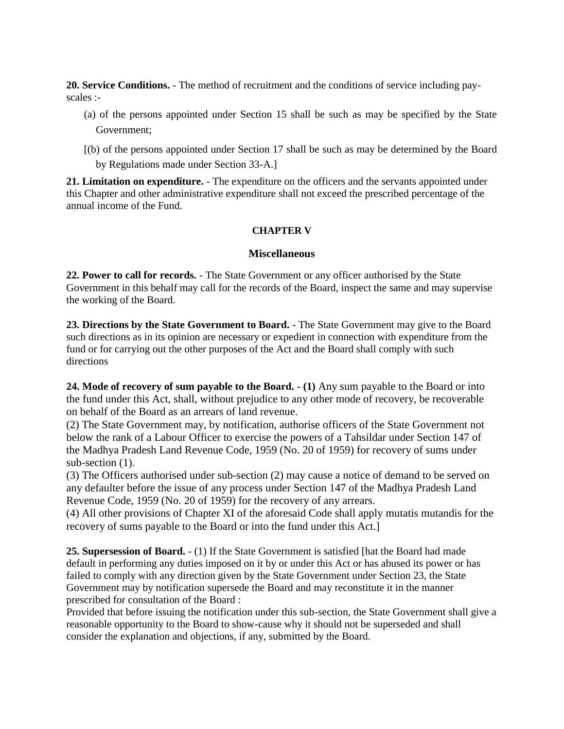**20. Service Conditions.** - The method of recruitment and the conditions of service including pay-scales :-

(a) of the persons appointed under Section 15 shall be such as may be specified by the State Government;

[(b) of the persons appointed under Section 17 shall be such as may be determined by the Board by Regulations made under Section 33-A.]

**21. Limitation on expenditure.** - The expenditure on the officers and the servants appointed under this Chapter and other administrative expenditure shall not exceed the prescribed percentage of the annual income of the Fund.

**CHAPTER V**

**Miscellaneous**

**22. Power to call for records.** - The State Government or any officer authorised by the State Government in this behalf may call for the records of the Board, inspect the same and may supervise the working of the Board.

**23. Directions by the State Government to Board.** - The State Government may give to the Board such directions as in its opinion are necessary or expedient in connection with expenditure from the fund or for carrying out the other purposes of the Act and the Board shall comply with such directions

**24. Mode of recovery of sum payable to the Board.** - **(1)** Any sum payable to the Board or into the fund under this Act, shall, without prejudice to any other mode of recovery, be recoverable on behalf of the Board as an arrears of land revenue.

(2) The State Government may, by notification, authorise officers of the State Government not below the rank of a Labour Officer to exercise the powers of a Tahsildar under Section 147 of the Madhya Pradesh Land Revenue Code, 1959 (No. 20 of 1959) for recovery of sums under sub-section (1).

(3) The Officers authorised under sub-section (2) may cause a notice of demand to be served on any defaulter before the issue of any process under Section 147 of the Madhya Pradesh Land Revenue Code, 1959 (No. 20 of 1959) for the recovery of any arrears.

(4) All other provisions of Chapter XI of the aforesaid Code shall apply mutatis mutandis for the recovery of sums payable to the Board or into the fund under this Act.]

**25. Supersession of Board.** - (1) If the State Government is satisfied [hat the Board had made default in performing any duties imposed on it by or under this Act or has abused its power or has failed to comply with any direction given by the State Government under Section 23, the State Government may by notification supersede the Board and may reconstitute it in the manner prescribed for consultation of the Board :

Provided that before issuing the notification under this sub-section, the State Government shall give a reasonable opportunity to the Board to show-cause why it should not be superseded and shall consider the explanation and objections, if any, submitted by the Board.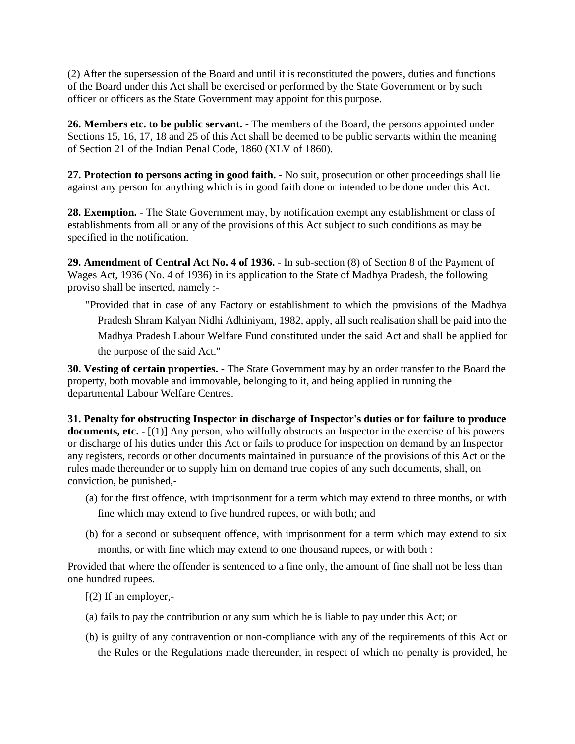(2) After the supersession of the Board and until it is reconstituted the powers, duties and functions of the Board under this Act shall be exercised or performed by the State Government or by such officer or officers as the State Government may appoint for this purpose.

**26. Members etc. to be public servant.** - The members of the Board, the persons appointed under Sections 15, 16, 17, 18 and 25 of this Act shall be deemed to be public servants within the meaning of Section 21 of the Indian Penal Code, 1860 (XLV of 1860).

**27. Protection to persons acting in good faith.** - No suit, prosecution or other proceedings shall lie against any person for anything which is in good faith done or intended to be done under this Act.

**28. Exemption.** - The State Government may, by notification exempt any establishment or class of establishments from all or any of the provisions of this Act subject to such conditions as may be specified in the notification.

**29. Amendment of Central Act No. 4 of 1936.** - In sub-section (8) of Section 8 of the Payment of Wages Act, 1936 (No. 4 of 1936) in its application to the State of Madhya Pradesh, the following proviso shall be inserted, namely :-

> "Provided that in case of any Factory or establishment to which the provisions of the Madhya Pradesh Shram Kalyan Nidhi Adhiniyam, 1982, apply, all such realisation shall be paid into the Madhya Pradesh Labour Welfare Fund constituted under the said Act and shall be applied for the purpose of the said Act."

**30. Vesting of certain properties.** - The State Government may by an order transfer to the Board the property, both movable and immovable, belonging to it, and being applied in running the departmental Labour Welfare Centres.

**31. Penalty for obstructing Inspector in discharge of Inspector's duties or for failure to produce documents, etc.** - [(1)] Any person, who wilfully obstructs an Inspector in the exercise of his powers or discharge of his duties under this Act or fails to produce for inspection on demand by an Inspector any registers, records or other documents maintained in pursuance of the provisions of this Act or the rules made thereunder or to supply him on demand true copies of any such documents, shall, on conviction, be punished,-

(a) for the first offence, with imprisonment for a term which may extend to three months, or with fine which may extend to five hundred rupees, or with both; and

(b) for a second or subsequent offence, with imprisonment for a term which may extend to six months, or with fine which may extend to one thousand rupees, or with both :

Provided that where the offender is sentenced to a fine only, the amount of fine shall not be less than one hundred rupees.

[(2) If an employer,-

(a) fails to pay the contribution or any sum which he is liable to pay under this Act; or

(b) is guilty of any contravention or non-compliance with any of the requirements of this Act or the Rules or the Regulations made thereunder, in respect of which no penalty is provided, he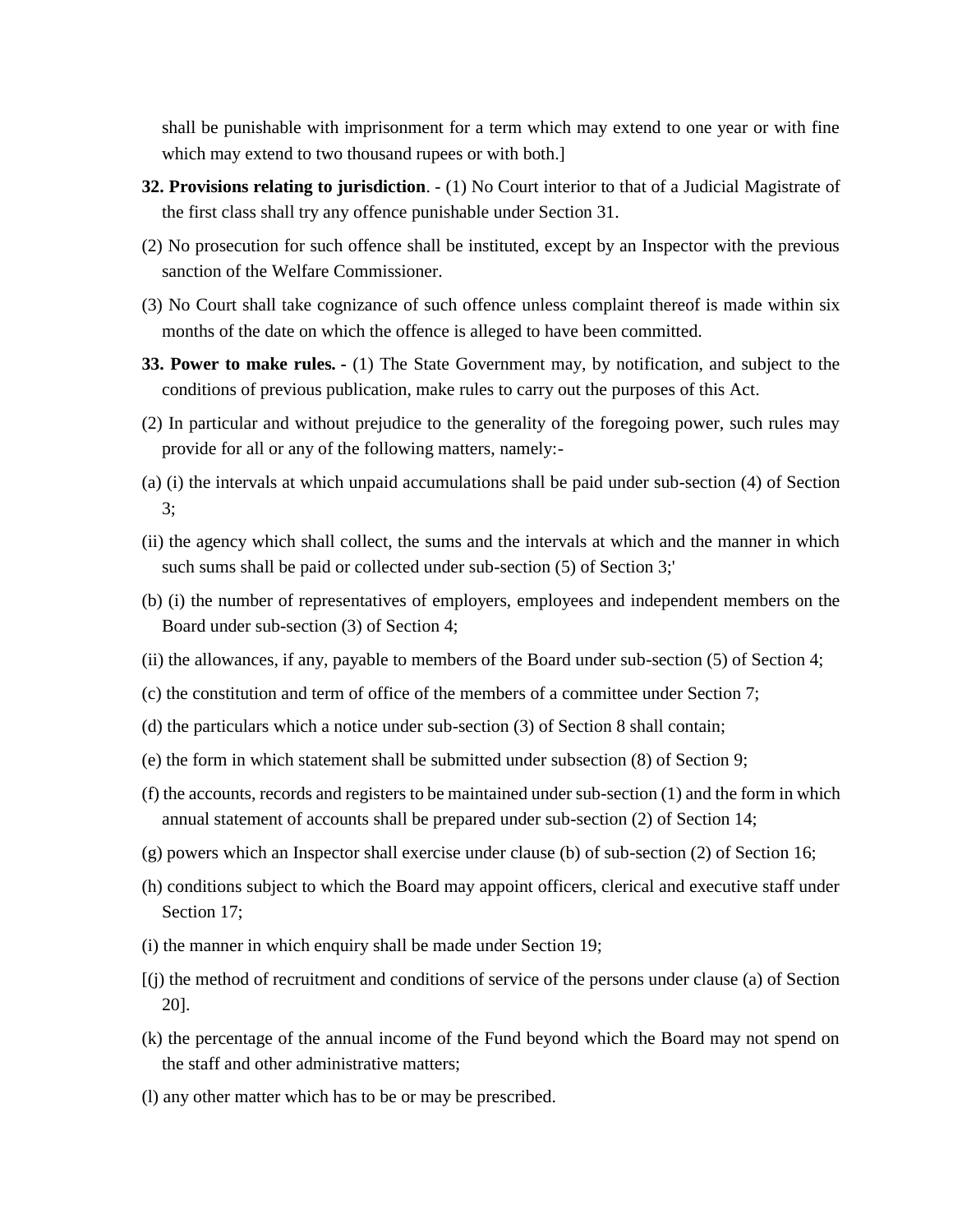shall be punishable with imprisonment for a term which may extend to one year or with fine which may extend to two thousand rupees or with both.]

**32. Provisions relating to jurisdiction**. - (1) No Court interior to that of a Judicial Magistrate of the first class shall try any offence punishable under Section 31.

(2) No prosecution for such offence shall be instituted, except by an Inspector with the previous sanction of the Welfare Commissioner.

(3) No Court shall take cognizance of such offence unless complaint thereof is made within six months of the date on which the offence is alleged to have been committed.

**33. Power to make rules. -** (1) The State Government may, by notification, and subject to the conditions of previous publication, make rules to carry out the purposes of this Act.

(2) In particular and without prejudice to the generality of the foregoing power, such rules may provide for all or any of the following matters, namely:-

(a) (i) the intervals at which unpaid accumulations shall be paid under sub-section (4) of Section 3;

(ii) the agency which shall collect, the sums and the intervals at which and the manner in which such sums shall be paid or collected under sub-section (5) of Section 3;'

(b) (i) the number of representatives of employers, employees and independent members on the Board under sub-section (3) of Section 4;

(ii) the allowances, if any, payable to members of the Board under sub-section (5) of Section 4;

(c) the constitution and term of office of the members of a committee under Section 7;

(d) the particulars which a notice under sub-section (3) of Section 8 shall contain;

(e) the form in which statement shall be submitted under subsection (8) of Section 9;

(f) the accounts, records and registers to be maintained under sub-section (1) and the form in which annual statement of accounts shall be prepared under sub-section (2) of Section 14;

(g) powers which an Inspector shall exercise under clause (b) of sub-section (2) of Section 16;

(h) conditions subject to which the Board may appoint officers, clerical and executive staff under Section 17;

(i) the manner in which enquiry shall be made under Section 19;

[(j) the method of recruitment and conditions of service of the persons under clause (a) of Section 20].

(k) the percentage of the annual income of the Fund beyond which the Board may not spend on the staff and other administrative matters;

(l) any other matter which has to be or may be prescribed.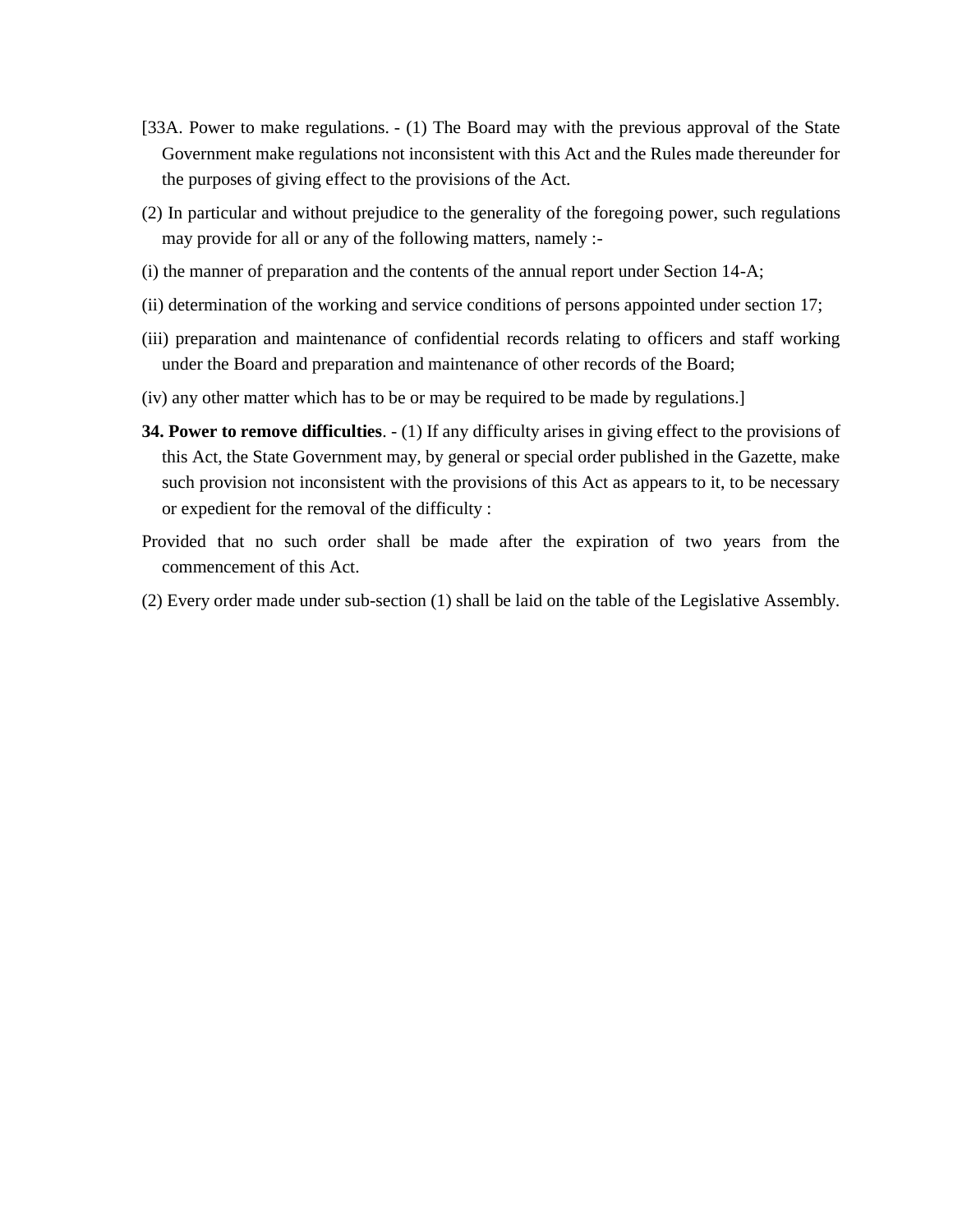[33A. Power to make regulations. - (1) The Board may with the previous approval of the State Government make regulations not inconsistent with this Act and the Rules made thereunder for the purposes of giving effect to the provisions of the Act.

(2) In particular and without prejudice to the generality of the foregoing power, such regulations may provide for all or any of the following matters, namely :-

(i) the manner of preparation and the contents of the annual report under Section 14-A;

(ii) determination of the working and service conditions of persons appointed under section 17;

(iii) preparation and maintenance of confidential records relating to officers and staff working under the Board and preparation and maintenance of other records of the Board;

(iv) any other matter which has to be or may be required to be made by regulations.]

**34. Power to remove difficulties**. - (1) If any difficulty arises in giving effect to the provisions of this Act, the State Government may, by general or special order published in the Gazette, make such provision not inconsistent with the provisions of this Act as appears to it, to be necessary or expedient for the removal of the difficulty :

Provided that no such order shall be made after the expiration of two years from the commencement of this Act.

(2) Every order made under sub-section (1) shall be laid on the table of the Legislative Assembly.